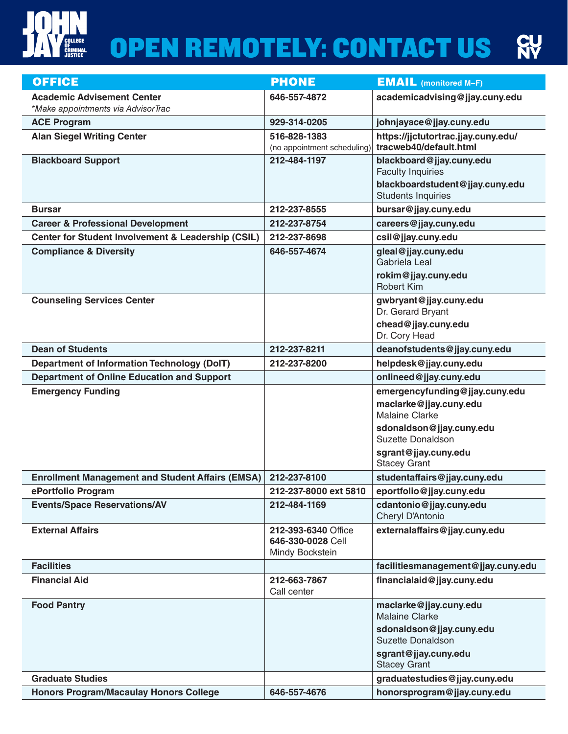# OPEN REMOTELY: CONTACT US

| OFFICE | PHONE | EMAIL (monitored M–F) |
|---|---|---|
| **Academic Advisement Center** *\*Make appointments via AdvisorTrac* | **646-557-4872** | **academicadvising@jjay.cuny.edu** |
| **ACE Program** | **929-314-0205** | **johnjayace@jjay.cuny.edu** |
| **Alan Siegel Writing Center** | **516-828-1383** (no appointment scheduling) | **https://jjctutortrac.jjay.cuny.edu/tracweb40/default.html** |
| **Blackboard Support** | **212-484-1197** | **blackboard@jjay.cuny.edu** Faculty Inquiries **blackboardstudent@jjay.cuny.edu** Students Inquiries |
| **Bursar** | **212-237-8555** | **bursar@jjay.cuny.edu** |
| **Career & Professional Development** | **212-237-8754** | **careers@jjay.cuny.edu** |
| **Center for Student Involvement & Leadership (CSIL)** | **212-237-8698** | **csil@jjay.cuny.edu** |
| **Compliance & Diversity** | **646-557-4674** | **gleal@jjay.cuny.edu** Gabriela Leal **rokim@jjay.cuny.edu** Robert Kim |
| **Counseling Services Center** | | **gwbryant@jjay.cuny.edu** Dr. Gerard Bryant **chead@jjay.cuny.edu** Dr. Cory Head |
| **Dean of Students** | **212-237-8211** | **deanofstudents@jjay.cuny.edu** |
| **Department of Information Technology (DoIT)** | **212-237-8200** | **helpdesk@jjay.cuny.edu** |
| **Department of Online Education and Support** | | **onlineed@jjay.cuny.edu** |
| **Emergency Funding** | | **emergencyfunding@jjay.cuny.edu** **maclarke@jjay.cuny.edu** Malaine Clarke **sdonaldson@jjay.cuny.edu** Suzette Donaldson **sgrant@jjay.cuny.edu** Stacey Grant |
| **Enrollment Management and Student Affairs (EMSA)** | **212-237-8100** | **studentaffairs@jjay.cuny.edu** |
| **ePortfolio Program** | **212-237-8000 ext 5810** | **eportfolio@jjay.cuny.edu** |
| **Events/Space Reservations/AV** | **212-484-1169** | **cdantonio@jjay.cuny.edu** Cheryl D'Antonio |
| **External Affairs** | **212-393-6340** Office **646-330-0028** Cell Mindy Bockstein | **externalaffairs@jjay.cuny.edu** |
| **Facilities** | | **facilitiesmanagement@jjay.cuny.edu** |
| **Financial Aid** | **212-663-7867** Call center | **financialaid@jjay.cuny.edu** |
| **Food Pantry** | | **maclarke@jjay.cuny.edu** Malaine Clarke **sdonaldson@jjay.cuny.edu** Suzette Donaldson **sgrant@jjay.cuny.edu** Stacey Grant |
| **Graduate Studies** | | **graduatestudies@jjay.cuny.edu** |
| **Honors Program/Macaulay Honors College** | **646-557-4676** | **honorsprogram@jjay.cuny.edu** |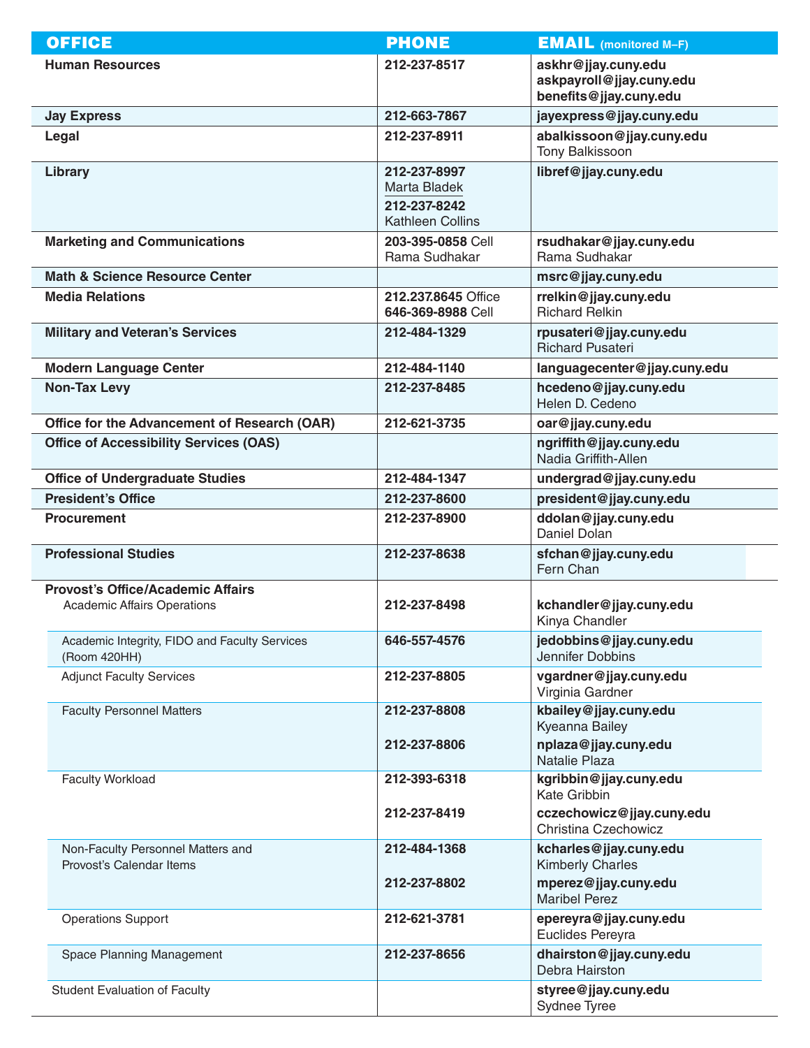| OFFICE | PHONE | EMAIL (monitored M–F) |
|---|---|---|
| **Human Resources** | **212-237-8517** | **askhr@jjay.cuny.edu**<br>**askpayroll@jjay.cuny.edu**<br>**benefits@jjay.cuny.edu** |
| **Jay Express** | **212-663-7867** | **jayexpress@jjay.cuny.edu** |
| **Legal** | **212-237-8911** | **abalkissoon@jjay.cuny.edu**<br>Tony Balkissoon |
| **Library** | **212-237-8997**<br>Marta Bladek<br>**212-237-8242**<br>Kathleen Collins | **libref@jjay.cuny.edu** |
| **Marketing and Communications** | **203-395-0858** Cell<br>Rama Sudhakar | **rsudhakar@jjay.cuny.edu**<br>Rama Sudhakar |
| **Math & Science Resource Center** | | **msrc@jjay.cuny.edu** |
| **Media Relations** | **212.237.8645** Office<br>**646-369-8988** Cell | **rrelkin@jjay.cuny.edu**<br>Richard Relkin |
| **Military and Veteran's Services** | **212-484-1329** | **rpusateri@jjay.cuny.edu**<br>Richard Pusateri |
| **Modern Language Center** | **212-484-1140** | **languagecenter@jjay.cuny.edu** |
| **Non-Tax Levy** | **212-237-8485** | **hcedeno@jjay.cuny.edu**<br>Helen D. Cedeno |
| **Office for the Advancement of Research (OAR)** | **212-621-3735** | **oar@jjay.cuny.edu** |
| **Office of Accessibility Services (OAS)** | | **ngriffith@jjay.cuny.edu**<br>Nadia Griffith-Allen |
| **Office of Undergraduate Studies** | **212-484-1347** | **undergrad@jjay.cuny.edu** |
| **President's Office** | **212-237-8600** | **president@jjay.cuny.edu** |
| **Procurement** | **212-237-8900** | **ddolan@jjay.cuny.edu**<br>Daniel Dolan |
| **Professional Studies** | **212-237-8638** | **sfchan@jjay.cuny.edu**<br>Fern Chan |
| **Provost's Office/Academic Affairs** | | |
| Academic Affairs Operations | **212-237-8498** | **kchandler@jjay.cuny.edu**<br>Kinya Chandler |
| Academic Integrity, FIDO and Faculty Services (Room 420HH) | **646-557-4576** | **jedobbins@jjay.cuny.edu**<br>Jennifer Dobbins |
| Adjunct Faculty Services | **212-237-8805** | **vgardner@jjay.cuny.edu**<br>Virginia Gardner |
| Faculty Personnel Matters | **212-237-8808**<br>**212-237-8806** | **kbailey@jjay.cuny.edu**<br>Kyeanna Bailey<br>**nplaza@jjay.cuny.edu**<br>Natalie Plaza |
| Faculty Workload | **212-393-6318**<br>**212-237-8419** | **kgribbin@jjay.cuny.edu**<br>Kate Gribbin<br>**cczechowicz@jjay.cuny.edu**<br>Christina Czechowicz |
| Non-Faculty Personnel Matters and Provost's Calendar Items | **212-484-1368**<br>**212-237-8802** | **kcharles@jjay.cuny.edu**<br>Kimberly Charles<br>**mperez@jjay.cuny.edu**<br>Maribel Perez |
| Operations Support | **212-621-3781** | **epereyra@jjay.cuny.edu**<br>Euclides Pereyra |
| Space Planning Management | **212-237-8656** | **dhairston@jjay.cuny.edu**<br>Debra Hairston |
| Student Evaluation of Faculty | | **styree@jjay.cuny.edu**<br>Sydnee Tyree |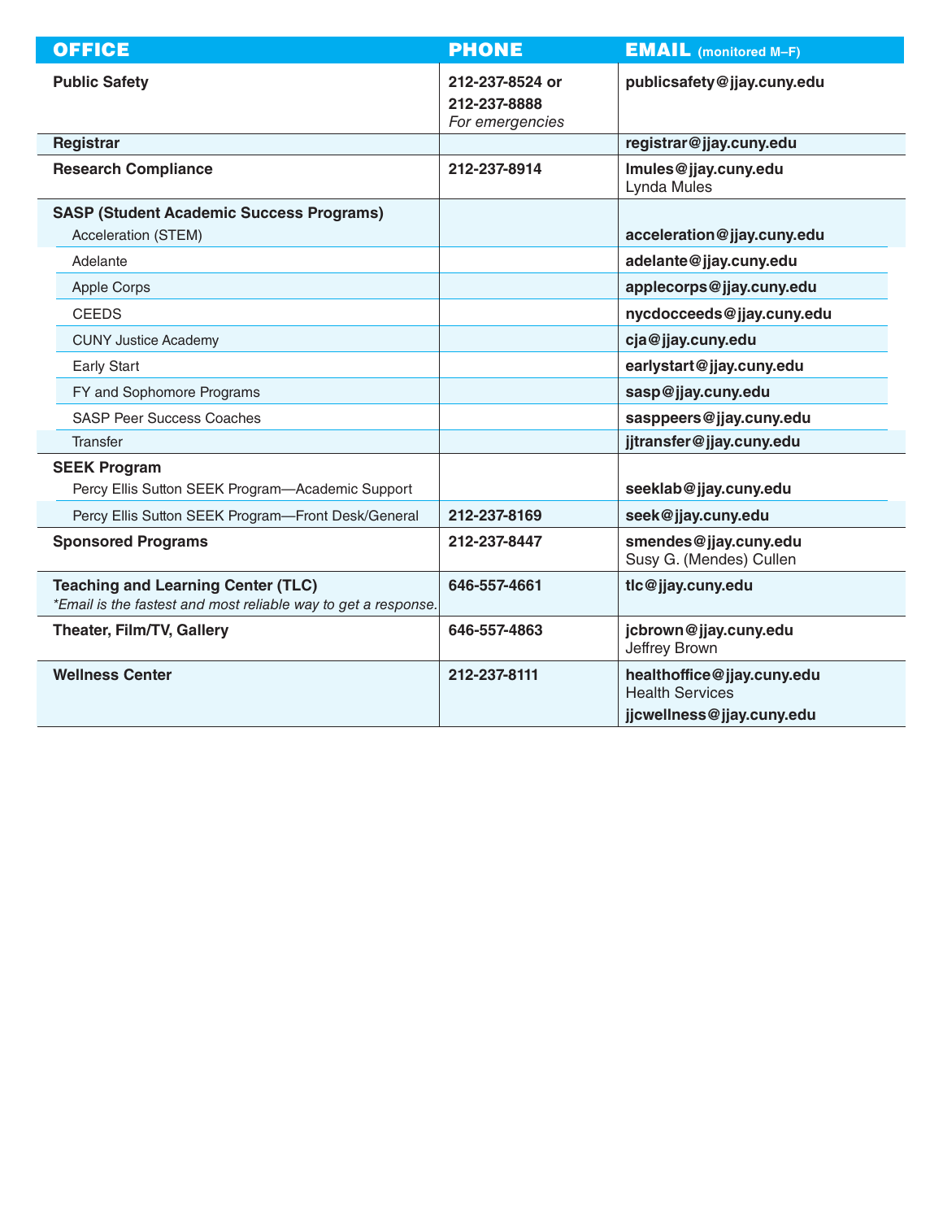| OFFICE | PHONE | EMAIL (monitored M–F) |
| --- | --- | --- |
| **Public Safety** | **212-237-8524 or 212-237-8888** *For emergencies* | **publicsafety@jjay.cuny.edu** |
| **Registrar** | | **registrar@jjay.cuny.edu** |
| **Research Compliance** | **212-237-8914** | **lmules@jjay.cuny.edu** Lynda Mules |
| **SASP (Student Academic Success Programs)** | | |
| Acceleration (STEM) | | **acceleration@jjay.cuny.edu** |
| Adelante | | **adelante@jjay.cuny.edu** |
| Apple Corps | | **applecorps@jjay.cuny.edu** |
| CEEDS | | **nycdocceeds@jjay.cuny.edu** |
| CUNY Justice Academy | | **cja@jjay.cuny.edu** |
| Early Start | | **earlystart@jjay.cuny.edu** |
| FY and Sophomore Programs | | **sasp@jjay.cuny.edu** |
| SASP Peer Success Coaches | | **sasppeers@jjay.cuny.edu** |
| Transfer | | **jjtransfer@jjay.cuny.edu** |
| **SEEK Program** | | |
| Percy Ellis Sutton SEEK Program—Academic Support | | **seeklab@jjay.cuny.edu** |
| Percy Ellis Sutton SEEK Program—Front Desk/General | **212-237-8169** | **seek@jjay.cuny.edu** |
| **Sponsored Programs** | **212-237-8447** | **smendes@jjay.cuny.edu** Susy G. (Mendes) Cullen |
| **Teaching and Learning Center (TLC)** *\*Email is the fastest and most reliable way to get a response.* | **646-557-4661** | **tlc@jjay.cuny.edu** |
| **Theater, Film/TV, Gallery** | **646-557-4863** | **jcbrown@jjay.cuny.edu** Jeffrey Brown |
| **Wellness Center** | **212-237-8111** | **healthoffice@jjay.cuny.edu** Health Services **jjcwellness@jjay.cuny.edu** |